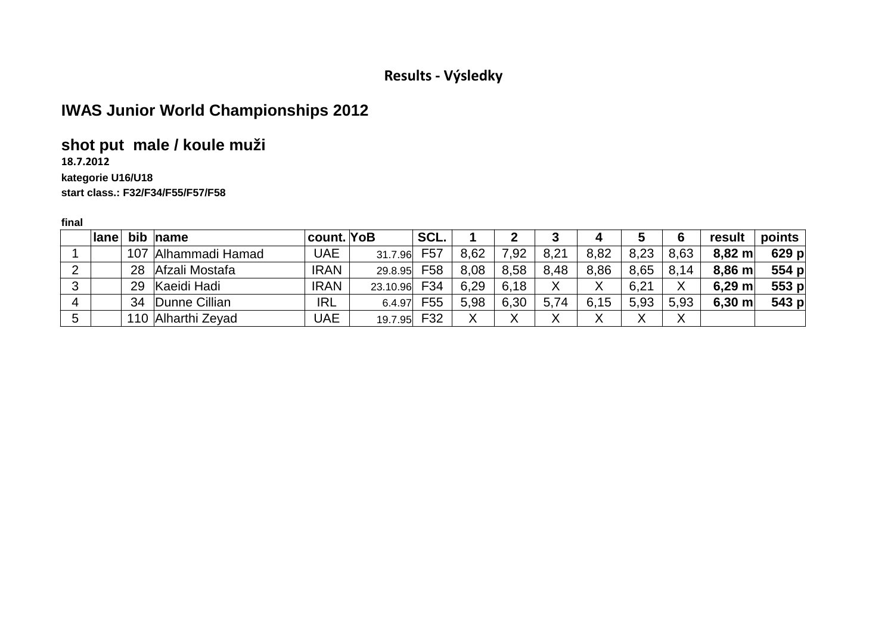# Results - Výsledky

## IWAS Junior World Championships 2012

### shot put male / koule muži

**18.7.2012**

**kategorie U16/U18**

**start class.: F32/F34/F55/F57/F58**

**final**

| | lane | bib | name | count. | YoB | SCL. | 1 | 2 | 3 | 4 | 5 | 6 | result | points |
|---|---|---|---|---|---|---|---|---|---|---|---|---|---|---|
| 1 | | 107 | Alhammadi Hamad | UAE | 31.7.96 | F57 | 8,62 | 7,92 | 8,21 | 8,82 | 8,23 | 8,63 | **8,82 m** | **629 p** |
| 2 | | 28 | Afzali Mostafa | IRAN | 29.8.95 | F58 | 8,08 | 8,58 | 8,48 | 8,86 | 8,65 | 8,14 | **8,86 m** | **554 p** |
| 3 | | 29 | Kaeidi Hadi | IRAN | 23.10.96 | F34 | 6,29 | 6,18 | X | X | 6,21 | X | **6,29 m** | **553 p** |
| 4 | | 34 | Dunne Cillian | IRL | 6.4.97 | F55 | 5,98 | 6,30 | 5,74 | 6,15 | 5,93 | 5,93 | **6,30 m** | **543 p** |
| 5 | | 110 | Alharthi Zeyad | UAE | 19.7.95 | F32 | X | X | X | X | X | X | | |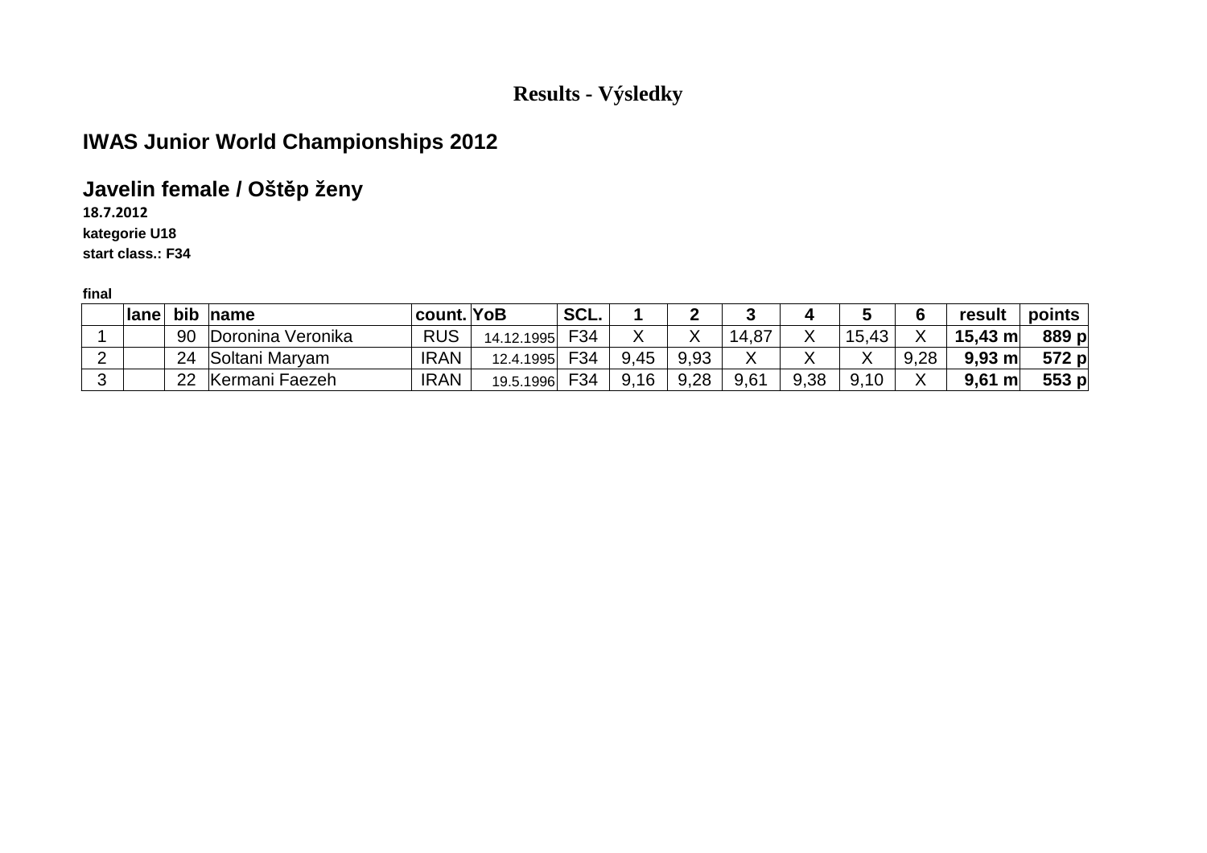# Results - Výsledky

## IWAS Junior World Championships 2012

## Javelin female / Oštěp ženy

**18.7.2012**

**kategorie U18**

**start class.: F34**

**final**

| | lane | bib | name | count. | YoB | SCL. | 1 | 2 | 3 | 4 | 5 | 6 | result | points |
|---|---|---|---|---|---|---|---|---|---|---|---|---|---|---|
| 1 | | 90 | Doronina Veronika | RUS | 14.12.1995 | F34 | X | X | 14,87 | X | 15,43 | X | **15,43 m** | **889 p** |
| 2 | | 24 | Soltani Maryam | IRAN | 12.4.1995 | F34 | 9,45 | 9,93 | X | X | X | 9,28 | **9,93 m** | **572 p** |
| 3 | | 22 | Kermani Faezeh | IRAN | 19.5.1996 | F34 | 9,16 | 9,28 | 9,61 | 9,38 | 9,10 | X | **9,61 m** | **553 p** |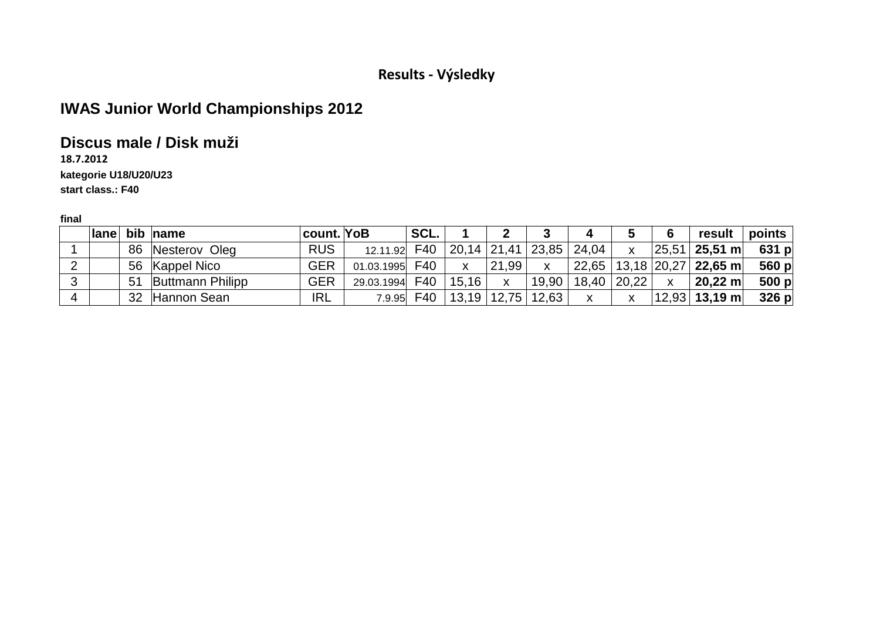**Results - Výsledky**

## IWAS Junior World Championships 2012

## Discus male / Disk muži

**18.7.2012**

**kategorie U18/U20/U23**

**start class.: F40**

**final**

| | lane | bib | name | count. | YoB | SCL. | 1 | 2 | 3 | 4 | 5 | 6 | result | points |
|---|---|---|---|---|---|---|---|---|---|---|---|---|---|---|
| 1 | | 86 | Nesterov Oleg | RUS | 12.11.92 | F40 | 20,14 | 21,41 | 23,85 | 24,04 | x | 25,51 | **25,51 m** | **631 p** |
| 2 | | 56 | Kappel Nico | GER | 01.03.1995 | F40 | x | 21,99 | x | 22,65 | 13,18 | 20,27 | **22,65 m** | **560 p** |
| 3 | | 51 | Buttmann Philipp | GER | 29.03.1994 | F40 | 15,16 | x | 19,90 | 18,40 | 20,22 | x | **20,22 m** | **500 p** |
| 4 | | 32 | Hannon Sean | IRL | 7.9.95 | F40 | 13,19 | 12,75 | 12,63 | x | x | 12,93 | **13,19 m** | **326 p** |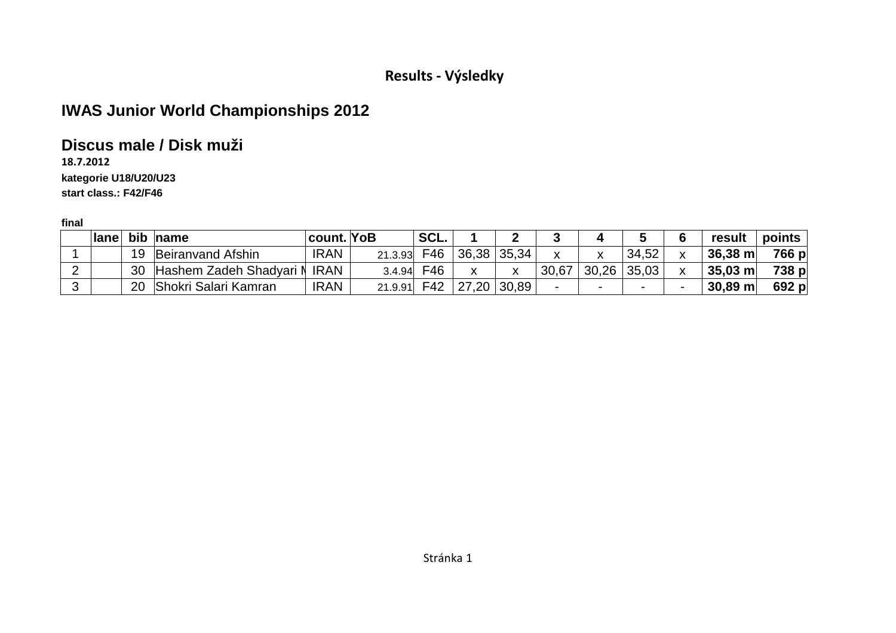**Results - Výsledky**

## IWAS Junior World Championships 2012

## Discus male / Disk muži

**18.7.2012**

**kategorie U18/U20/U23**

**start class.: F42/F46**

**final**

| | lane | bib | name | count. | YoB | SCL. | 1 | 2 | 3 | 4 | 5 | 6 | result | points |
|---|---|---|---|---|---|---|---|---|---|---|---|---|---|---|
| 1 | | 19 | Beiranvand Afshin | IRAN | 21.3.93 | F46 | 36,38 | 35,34 | x | x | 34,52 | x | **36,38 m** | **766 p** |
| 2 | | 30 | Hashem Zadeh Shadyari M | IRAN | 3.4.94 | F46 | x | x | 30,67 | 30,26 | 35,03 | x | **35,03 m** | **738 p** |
| 3 | | 20 | Shokri Salari Kamran | IRAN | 21.9.91 | F42 | 27,20 | 30,89 | - | - | - | - | **30,89 m** | **692 p** |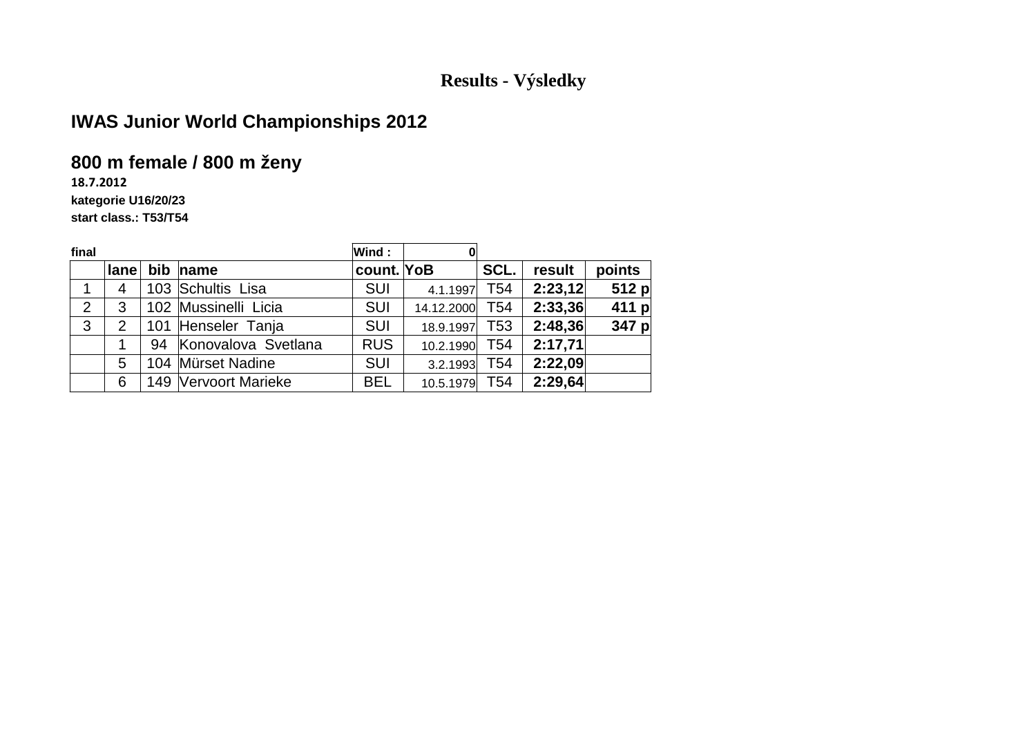# Results - Výsledky

## IWAS Junior World Championships 2012

## 800 m female / 800 m ženy

**18.7.2012**

**kategorie U16/20/23**

**start class.: T53/T54**

**final** Wind : 0

| | lane | bib | name | count. | YoB | SCL. | result | points |
|---|---|---|---|---|---|---|---|---|
| 1 | 4 | 103 | Schultis Lisa | SUI | 4.1.1997 | T54 | **2:23,12** | **512 p** |
| 2 | 3 | 102 | Mussinelli Licia | SUI | 14.12.2000 | T54 | **2:33,36** | **411 p** |
| 3 | 2 | 101 | Henseler Tanja | SUI | 18.9.1997 | T53 | **2:48,36** | **347 p** |
| | 1 | 94 | Konovalova Svetlana | RUS | 10.2.1990 | T54 | **2:17,71** | |
| | 5 | 104 | Mürset Nadine | SUI | 3.2.1993 | T54 | **2:22,09** | |
| | 6 | 149 | Vervoort Marieke | BEL | 10.5.1979 | T54 | **2:29,64** | |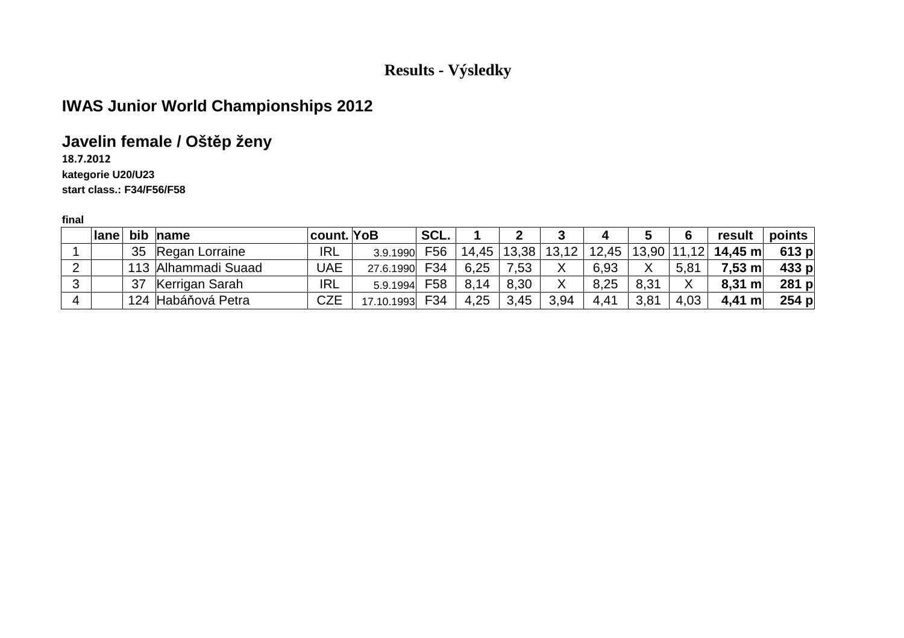# Results - Výsledky

## IWAS Junior World Championships 2012

## Javelin female / Oštěp ženy

**18.7.2012**

**kategorie U20/U23**

**start class.: F34/F56/F58**

**final**

| | lane | bib | name | count. | YoB | SCL. | 1 | 2 | 3 | 4 | 5 | 6 | result | points |
|---|---|---|---|---|---|---|---|---|---|---|---|---|---|---|
| 1 | | 35 | Regan Lorraine | IRL | 3.9.1990 | F56 | 14,45 | 13,38 | 13,12 | 12,45 | 13,90 | 11,12 | **14,45 m** | **613 p** |
| 2 | | 113 | Alhammadi Suaad | UAE | 27.6.1990 | F34 | 6,25 | 7,53 | X | 6,93 | X | 5,81 | **7,53 m** | **433 p** |
| 3 | | 37 | Kerrigan Sarah | IRL | 5.9.1994 | F58 | 8,14 | 8,30 | X | 8,25 | 8,31 | X | **8,31 m** | **281 p** |
| 4 | | 124 | Habáňová Petra | CZE | 17.10.1993 | F34 | 4,25 | 3,45 | 3,94 | 4,41 | 3,81 | 4,03 | **4,41 m** | **254 p** |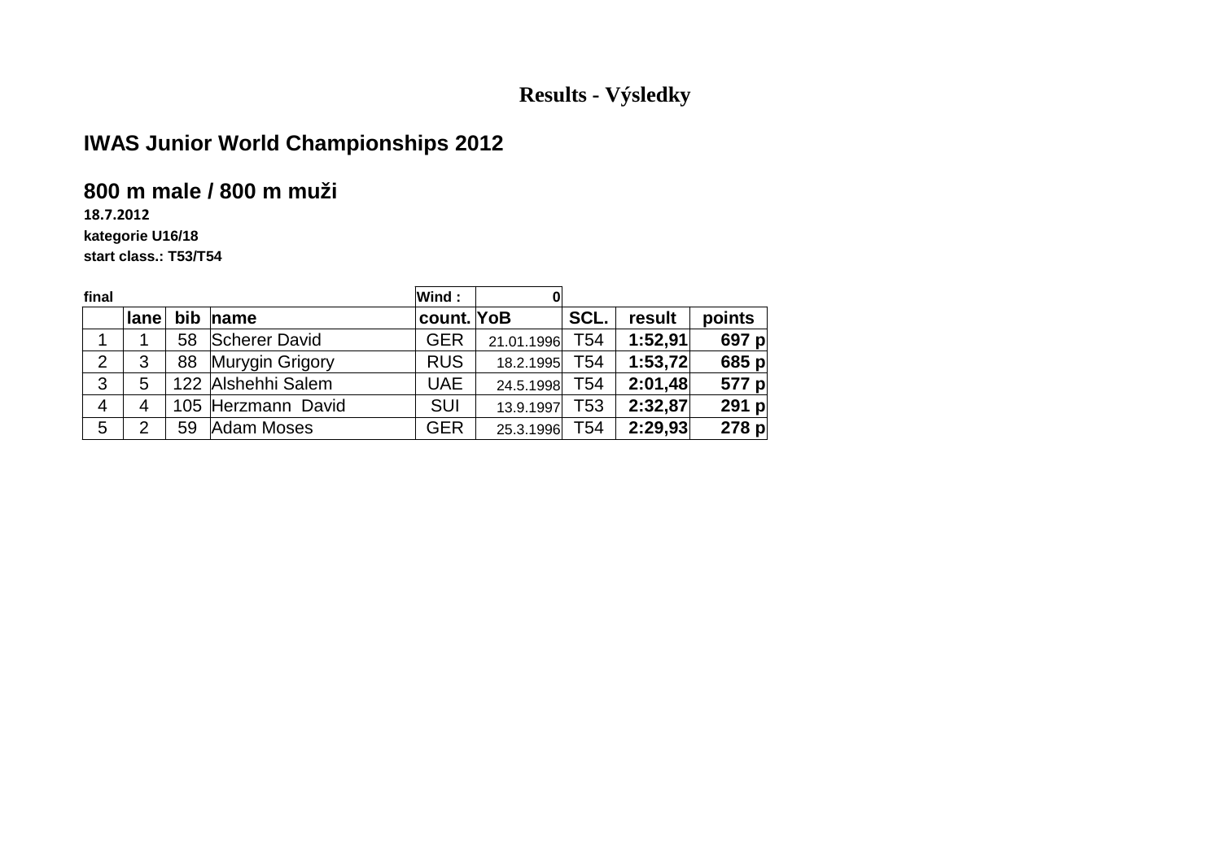**Results - Výsledky**

## IWAS Junior World Championships 2012

## 800 m male / 800 m muži

**18.7.2012**

**kategorie U16/18**

**start class.: T53/T54**

**final** | **Wind :** 0

| | lane | bib | name | count. | YoB | SCL. | result | points |
|---|---|---|---|---|---|---|---|---|
| 1 | 1 | 58 | Scherer David | GER | 21.01.1996 | T54 | **1:52,91** | **697 p** |
| 2 | 3 | 88 | Murygin Grigory | RUS | 18.2.1995 | T54 | **1:53,72** | **685 p** |
| 3 | 5 | 122 | Alshehhi Salem | UAE | 24.5.1998 | T54 | **2:01,48** | **577 p** |
| 4 | 4 | 105 | Herzmann  David | SUI | 13.9.1997 | T53 | **2:32,87** | **291 p** |
| 5 | 2 | 59 | Adam Moses | GER | 25.3.1996 | T54 | **2:29,93** | **278 p** |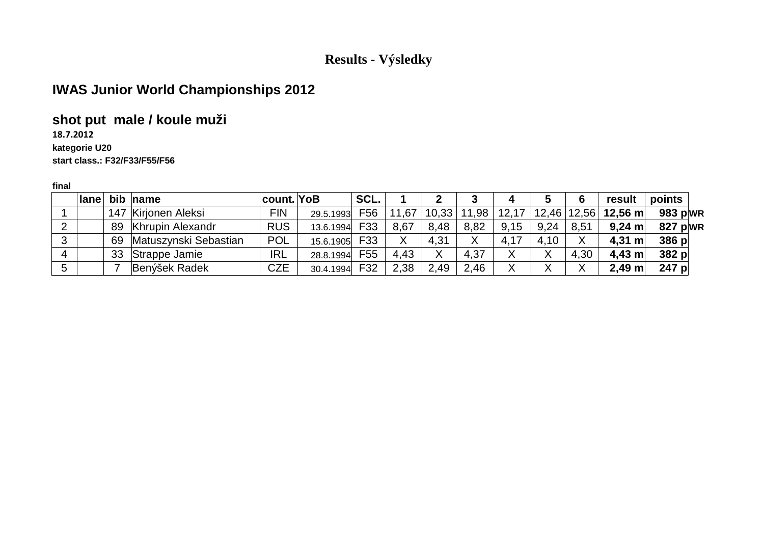**Results - Výsledky**

## IWAS Junior World Championships 2012

## shot put male / koule muži

**18.7.2012**

**kategorie U20**

**start class.: F32/F33/F55/F56**

**final**

| | lane | bib | name | count. | YoB | SCL. | 1 | 2 | 3 | 4 | 5 | 6 | result | points | |
|---|---|---|---|---|---|---|---|---|---|---|---|---|---|---|---|
| 1 | | 147 | Kirjonen Aleksi | FIN | 29.5.1993 | F56 | 11,67 | 10,33 | 11,98 | 12,17 | 12,46 | 12,56 | **12,56 m** | **983 p** | **WR** |
| 2 | | 89 | Khrupin Alexandr | RUS | 13.6.1994 | F33 | 8,67 | 8,48 | 8,82 | 9,15 | 9,24 | 8,51 | **9,24 m** | **827 p** | **WR** |
| 3 | | 69 | Matuszynski Sebastian | POL | 15.6.1905 | F33 | X | 4,31 | X | 4,17 | 4,10 | X | **4,31 m** | **386 p** | |
| 4 | | 33 | Strappe Jamie | IRL | 28.8.1994 | F55 | 4,43 | X | 4,37 | X | X | 4,30 | **4,43 m** | **382 p** | |
| 5 | | 7 | Benýšek Radek | CZE | 30.4.1994 | F32 | 2,38 | 2,49 | 2,46 | X | X | X | **2,49 m** | **247 p** | |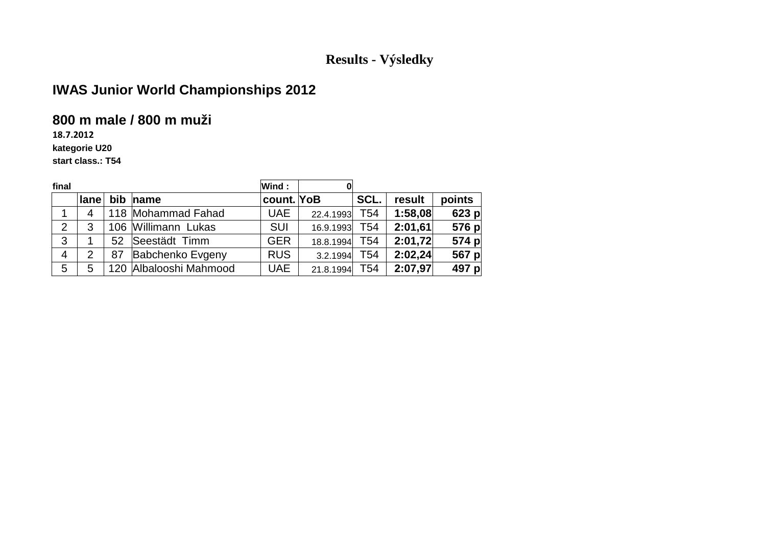**Results - Výsledky**

## IWAS Junior World Championships 2012

## 800 m male / 800 m muži

**18.7.2012**

**kategorie U20**

**start class.: T54**

**final** — **Wind :** 0

| | lane | bib | name | count. | YoB | SCL. | result | points |
|---|---|---|---|---|---|---|---|---|
| 1 | 4 | 118 | Mohammad Fahad | UAE | 22.4.1993 | T54 | **1:58,08** | **623 p** |
| 2 | 3 | 106 | Willimann Lukas | SUI | 16.9.1993 | T54 | **2:01,61** | **576 p** |
| 3 | 1 | 52 | Seestädt Timm | GER | 18.8.1994 | T54 | **2:01,72** | **574 p** |
| 4 | 2 | 87 | Babchenko Evgeny | RUS | 3.2.1994 | T54 | **2:02,24** | **567 p** |
| 5 | 5 | 120 | Albalooshi Mahmood | UAE | 21.8.1994 | T54 | **2:07,97** | **497 p** |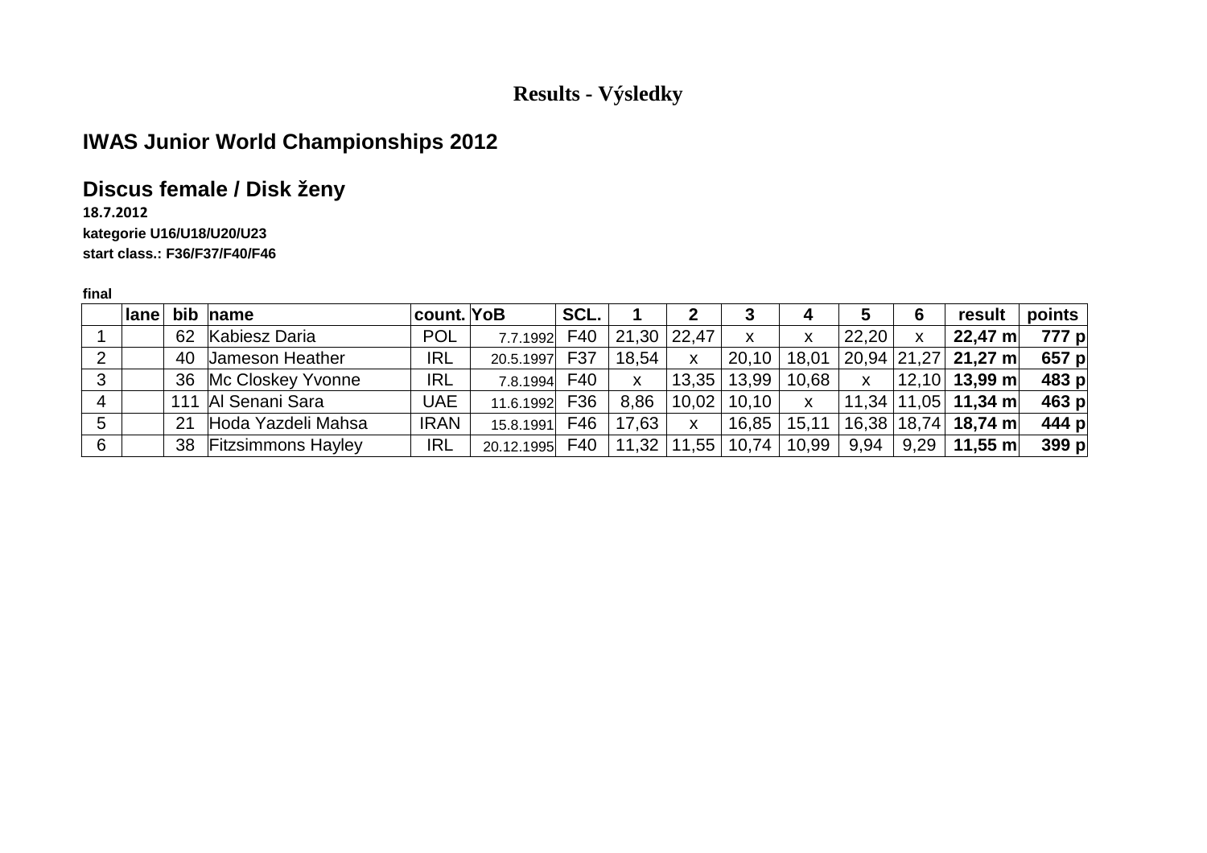# Results - Výsledky

## IWAS Junior World Championships 2012

## Discus female / Disk ženy

**18.7.2012**

**kategorie U16/U18/U20/U23**

**start class.: F36/F37/F40/F46**

**final**

| | lane | bib | name | count. | YoB | SCL. | 1 | 2 | 3 | 4 | 5 | 6 | result | points |
|---|---|---|---|---|---|---|---|---|---|---|---|---|---|---|
| 1 | | 62 | Kabiesz Daria | POL | 7.7.1992 | F40 | 21,30 | 22,47 | x | x | 22,20 | x | **22,47 m** | **777 p** |
| 2 | | 40 | Jameson Heather | IRL | 20.5.1997 | F37 | 18,54 | x | 20,10 | 18,01 | 20,94 | 21,27 | **21,27 m** | **657 p** |
| 3 | | 36 | Mc Closkey Yvonne | IRL | 7.8.1994 | F40 | x | 13,35 | 13,99 | 10,68 | x | 12,10 | **13,99 m** | **483 p** |
| 4 | | 111 | Al Senani Sara | UAE | 11.6.1992 | F36 | 8,86 | 10,02 | 10,10 | x | 11,34 | 11,05 | **11,34 m** | **463 p** |
| 5 | | 21 | Hoda Yazdeli Mahsa | IRAN | 15.8.1991 | F46 | 17,63 | x | 16,85 | 15,11 | 16,38 | 18,74 | **18,74 m** | **444 p** |
| 6 | | 38 | Fitzsimmons Hayley | IRL | 20.12.1995 | F40 | 11,32 | 11,55 | 10,74 | 10,99 | 9,94 | 9,29 | **11,55 m** | **399 p** |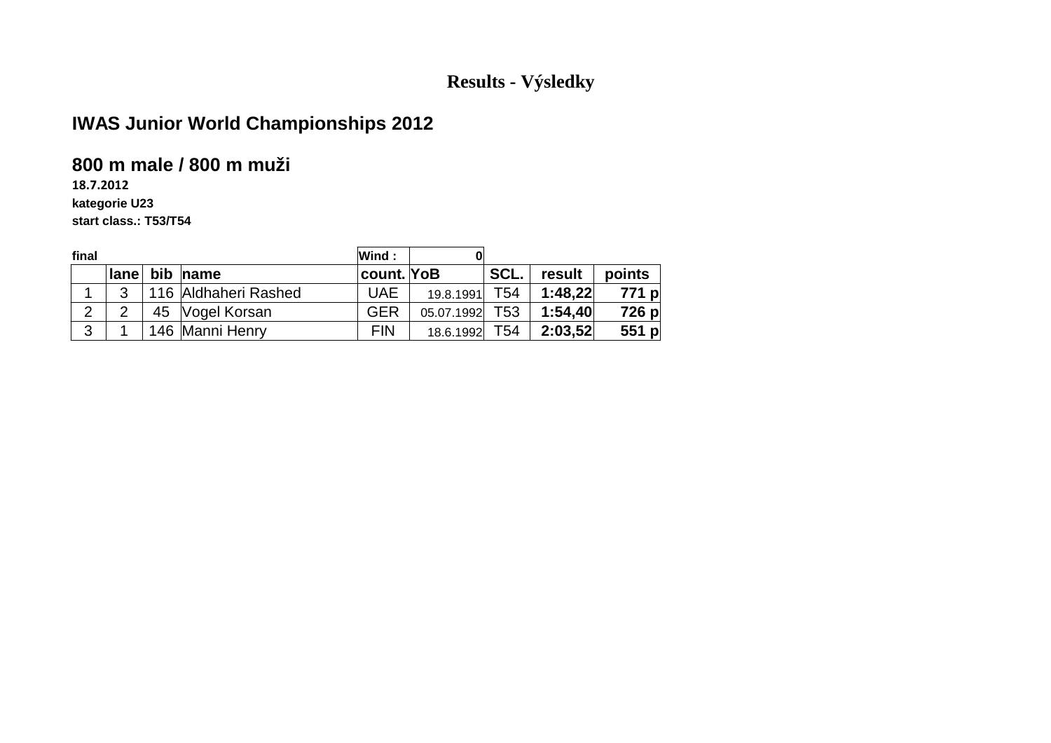# Results - Výsledky

## IWAS Junior World Championships 2012

## 800 m male / 800 m muži

**18.7.2012**

**kategorie U23**

**start class.: T53/T54**

**final** | **Wind :** 0

| | lane | bib | name | count. | YoB | SCL. | result | points |
|---|---|---|---|---|---|---|---|---|
| 1 | 3 | 116 | Aldhaheri Rashed | UAE | 19.8.1991 | T54 | **1:48,22** | **771 p** |
| 2 | 2 | 45 | Vogel Korsan | GER | 05.07.1992 | T53 | **1:54,40** | **726 p** |
| 3 | 1 | 146 | Manni Henry | FIN | 18.6.1992 | T54 | **2:03,52** | **551 p** |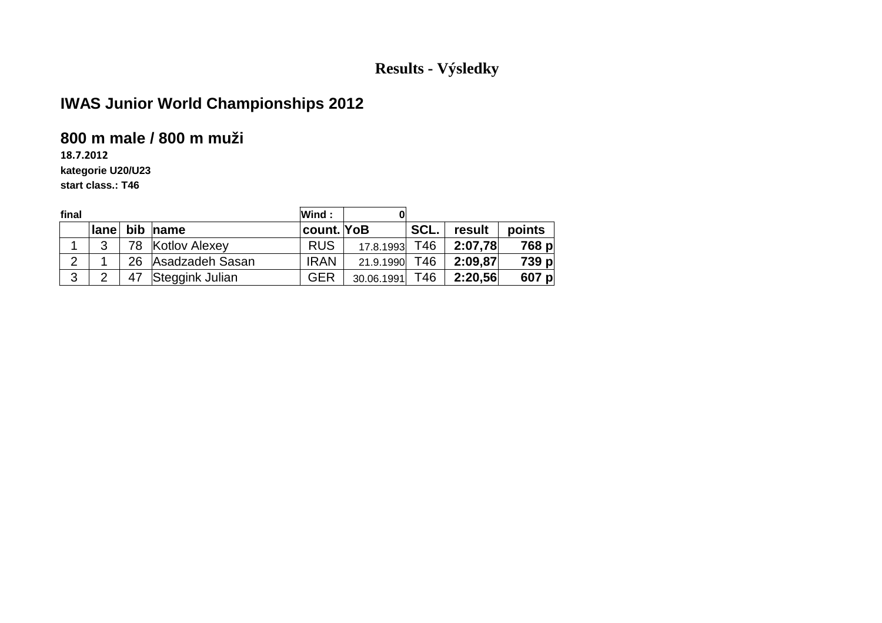# Results - Výsledky

## IWAS Junior World Championships 2012

## 800 m male / 800 m muži

**18.7.2012**

**kategorie U20/U23**

**start class.: T46**

**final** | **Wind :** 0

| | lane | bib | name | count. | YoB | SCL. | result | points |
|---|---|---|---|---|---|---|---|---|
| 1 | 3 | 78 | Kotlov Alexey | RUS | 17.8.1993 | T46 | **2:07,78** | **768 p** |
| 2 | 1 | 26 | Asadzadeh Sasan | IRAN | 21.9.1990 | T46 | **2:09,87** | **739 p** |
| 3 | 2 | 47 | Steggink Julian | GER | 30.06.1991 | T46 | **2:20,56** | **607 p** |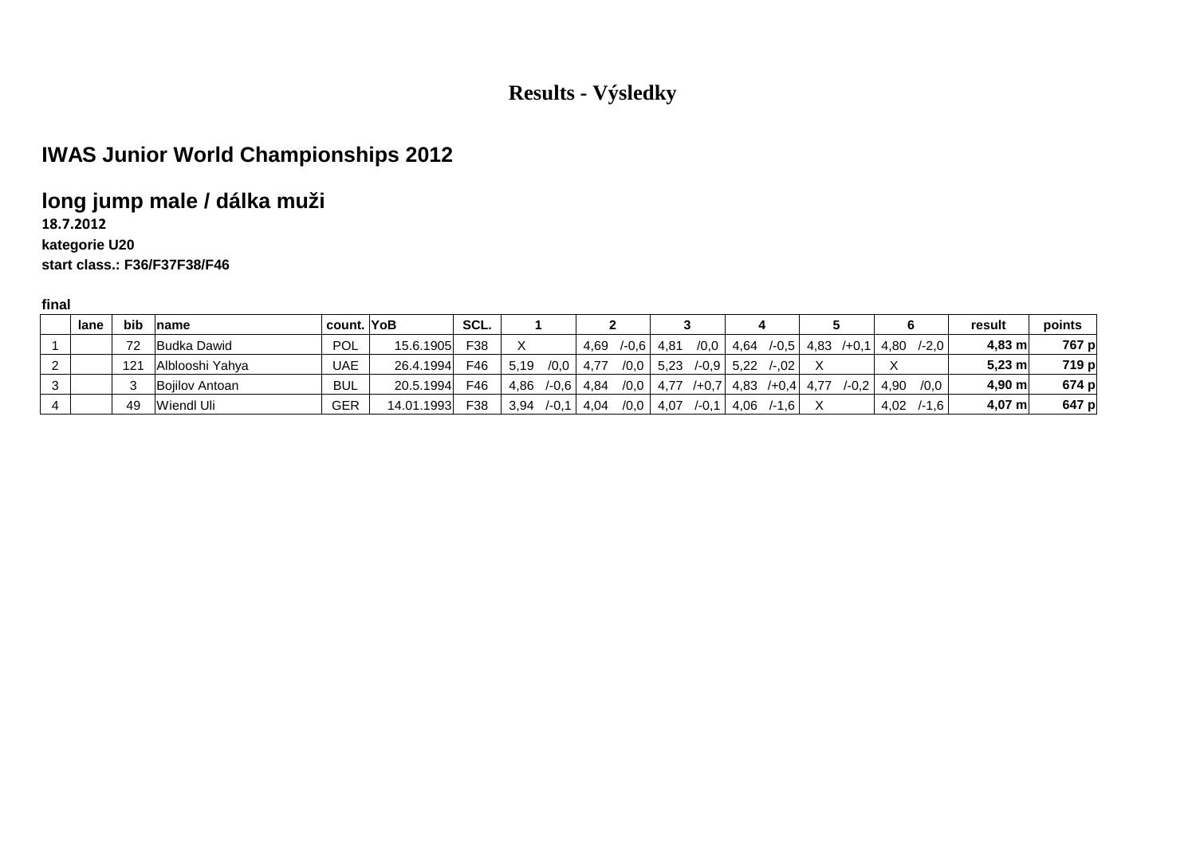# Results - Výsledky

## IWAS Junior World Championships 2012

## long jump male / dálka muži

**18.7.2012**

**kategorie U20**

**start class.: F36/F37F38/F46**

**final**

| | lane | bib | name | count. | YoB | SCL. | 1 | 2 | 3 | 4 | 5 | 6 | result | points |
|---|---|---|---|---|---|---|---|---|---|---|---|---|---|---|
| 1 | | 72 | Budka Dawid | POL | 15.6.1905 | F38 | X | 4,69 /-0,6 | 4,81 /0,0 | 4,64 /-0,5 | 4,83 /+0,1 | 4,80 /-2,0 | **4,83 m** | **767 p** |
| 2 | | 121 | Alblooshi Yahya | UAE | 26.4.1994 | F46 | 5,19 /0,0 | 4,77 /0,0 | 5,23 /-0,9 | 5,22 /-,02 | X | X | **5,23 m** | **719 p** |
| 3 | | 3 | Bojilov Antoan | BUL | 20.5.1994 | F46 | 4,86 /-0,6 | 4,84 /0,0 | 4,77 /+0,7 | 4,83 /+0,4 | 4,77 /-0,2 | 4,90 /0,0 | **4,90 m** | **674 p** |
| 4 | | 49 | Wiendl Uli | GER | 14.01.1993 | F38 | 3,94 /-0,1 | 4,04 /0,0 | 4,07 /-0,1 | 4,06 /-1,6 | X | 4,02 /-1,6 | **4,07 m** | **647 p** |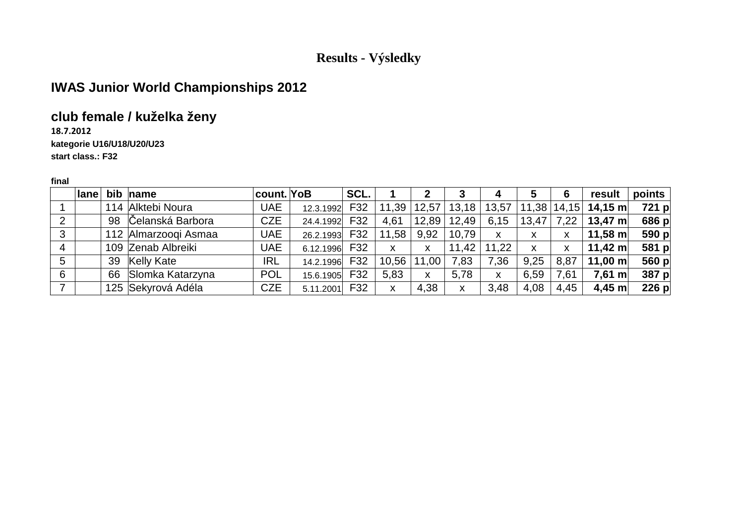# Results - Výsledky

## IWAS Junior World Championships 2012

## club female / kuželka ženy

**18.7.2012**

**kategorie U16/U18/U20/U23**

**start class.: F32**

**final**

| | lane | bib | name | count. | YoB | SCL. | 1 | 2 | 3 | 4 | 5 | 6 | result | points |
|---|---|---|---|---|---|---|---|---|---|---|---|---|---|---|
| 1 | | 114 | Alktebi Noura | UAE | 12.3.1992 | F32 | 11,39 | 12,57 | 13,18 | 13,57 | 11,38 | 14,15 | **14,15 m** | **721 p** |
| 2 | | 98 | Čelanská Barbora | CZE | 24.4.1992 | F32 | 4,61 | 12,89 | 12,49 | 6,15 | 13,47 | 7,22 | **13,47 m** | **686 p** |
| 3 | | 112 | Almarzooqi Asmaa | UAE | 26.2.1993 | F32 | 11,58 | 9,92 | 10,79 | x | x | x | **11,58 m** | **590 p** |
| 4 | | 109 | Zenab Albreiki | UAE | 6.12.1996 | F32 | x | x | 11,42 | 11,22 | x | x | **11,42 m** | **581 p** |
| 5 | | 39 | Kelly Kate | IRL | 14.2.1996 | F32 | 10,56 | 11,00 | 7,83 | 7,36 | 9,25 | 8,87 | **11,00 m** | **560 p** |
| 6 | | 66 | Slomka Katarzyna | POL | 15.6.1905 | F32 | 5,83 | x | 5,78 | x | 6,59 | 7,61 | **7,61 m** | **387 p** |
| 7 | | 125 | Sekyrová Adéla | CZE | 5.11.2001 | F32 | x | 4,38 | x | 3,48 | 4,08 | 4,45 | **4,45 m** | **226 p** |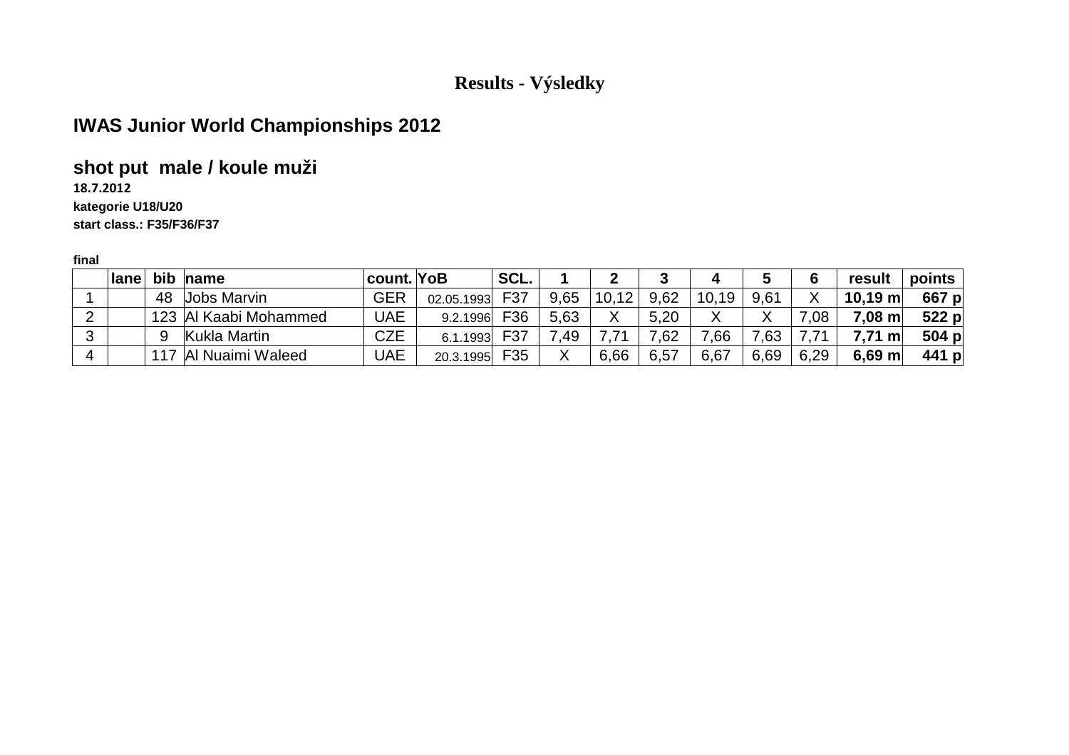# Results - Výsledky

## IWAS Junior World Championships 2012

### shot put male / koule muži

**18.7.2012**

**kategorie U18/U20**

**start class.: F35/F36/F37**

**final**

| | lane | bib | name | count. | YoB | SCL. | 1 | 2 | 3 | 4 | 5 | 6 | result | points |
|---|---|---|---|---|---|---|---|---|---|---|---|---|---|---|
| 1 | | 48 | Jobs Marvin | GER | 02.05.1993 | F37 | 9,65 | 10,12 | 9,62 | 10,19 | 9,61 | X | **10,19 m** | **667 p** |
| 2 | | 123 | Al Kaabi Mohammed | UAE | 9.2.1996 | F36 | 5,63 | X | 5,20 | X | X | 7,08 | **7,08 m** | **522 p** |
| 3 | | 9 | Kukla Martin | CZE | 6.1.1993 | F37 | 7,49 | 7,71 | 7,62 | 7,66 | 7,63 | 7,71 | **7,71 m** | **504 p** |
| 4 | | 117 | Al Nuaimi Waleed | UAE | 20.3.1995 | F35 | X | 6,66 | 6,57 | 6,67 | 6,69 | 6,29 | **6,69 m** | **441 p** |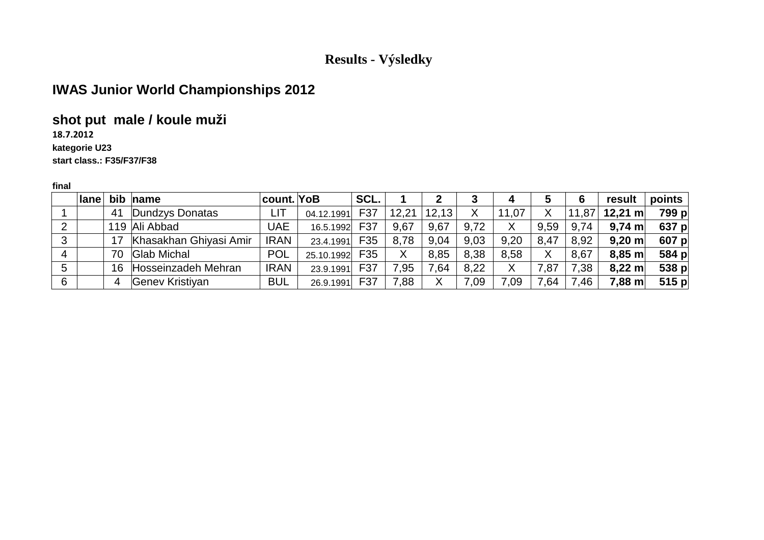# Results - Výsledky

## IWAS Junior World Championships 2012

### shot put male / koule muži

**18.7.2012**

**kategorie U23**

**start class.: F35/F37/F38**

**final**

| | lane | bib | name | count. | YoB | SCL. | 1 | 2 | 3 | 4 | 5 | 6 | result | points |
|---|---|---|---|---|---|---|---|---|---|---|---|---|---|---|
| 1 | | 41 | Dundzys Donatas | LIT | 04.12.1991 | F37 | 12,21 | 12,13 | X | 11,07 | X | 11,87 | **12,21 m** | **799 p** |
| 2 | | 119 | Ali Abbad | UAE | 16.5.1992 | F37 | 9,67 | 9,67 | 9,72 | X | 9,59 | 9,74 | **9,74 m** | **637 p** |
| 3 | | 17 | Khasakhan Ghiyasi Amir | IRAN | 23.4.1991 | F35 | 8,78 | 9,04 | 9,03 | 9,20 | 8,47 | 8,92 | **9,20 m** | **607 p** |
| 4 | | 70 | Glab Michal | POL | 25.10.1992 | F35 | X | 8,85 | 8,38 | 8,58 | X | 8,67 | **8,85 m** | **584 p** |
| 5 | | 16 | Hosseinzadeh Mehran | IRAN | 23.9.1991 | F37 | 7,95 | 7,64 | 8,22 | X | 7,87 | 7,38 | **8,22 m** | **538 p** |
| 6 | | 4 | Genev Kristiyan | BUL | 26.9.1991 | F37 | 7,88 | X | 7,09 | 7,09 | 7,64 | 7,46 | **7,88 m** | **515 p** |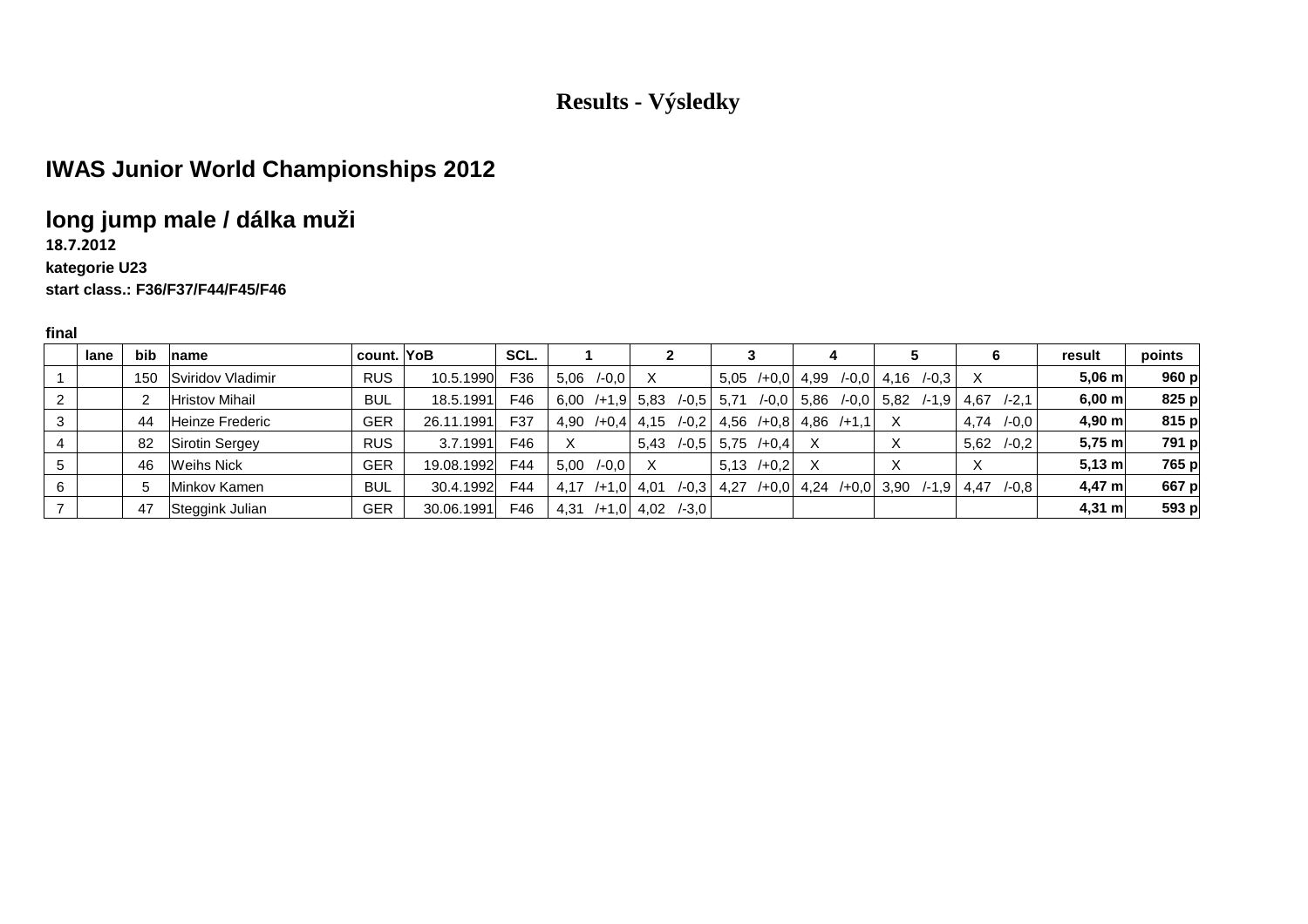# Results - Výsledky

## IWAS Junior World Championships 2012

## long jump male / dálka muži

**18.7.2012**

**kategorie U23**

**start class.: F36/F37/F44/F45/F46**

**final**

| | lane | bib | name | count. | YoB | SCL. | 1 | 2 | 3 | 4 | 5 | 6 | result | points |
|---|---|---|---|---|---|---|---|---|---|---|---|---|---|---|
| 1 | | 150 | Sviridov Vladimir | RUS | 10.5.1990 | F36 | 5,06 /-0,0 | X | 5,05 /+0,0 | 4,99 /-0,0 | 4,16 /-0,3 | X | **5,06 m** | **960 p** |
| 2 | | 2 | Hristov Mihail | BUL | 18.5.1991 | F46 | 6,00 /+1,9 | 5,83 /-0,5 | 5,71 /-0,0 | 5,86 /-0,0 | 5,82 /-1,9 | 4,67 /-2,1 | **6,00 m** | **825 p** |
| 3 | | 44 | Heinze Frederic | GER | 26.11.1991 | F37 | 4,90 /+0,4 | 4,15 /-0,2 | 4,56 /+0,8 | 4,86 /+1,1 | X | 4,74 /-0,0 | **4,90 m** | **815 p** |
| 4 | | 82 | Sirotin Sergey | RUS | 3.7.1991 | F46 | X | 5,43 /-0,5 | 5,75 /+0,4 | X | X | 5,62 /-0,2 | **5,75 m** | **791 p** |
| 5 | | 46 | Weihs Nick | GER | 19.08.1992 | F44 | 5,00 /-0,0 | X | 5,13 /+0,2 | X | X | X | **5,13 m** | **765 p** |
| 6 | | 5 | Minkov Kamen | BUL | 30.4.1992 | F44 | 4,17 /+1,0 | 4,01 /-0,3 | 4,27 /+0,0 | 4,24 /+0,0 | 3,90 /-1,9 | 4,47 /-0,8 | **4,47 m** | **667 p** |
| 7 | | 47 | Steggink Julian | GER | 30.06.1991 | F46 | 4,31 /+1,0 | 4,02 /-3,0 | | | | | **4,31 m** | **593 p** |